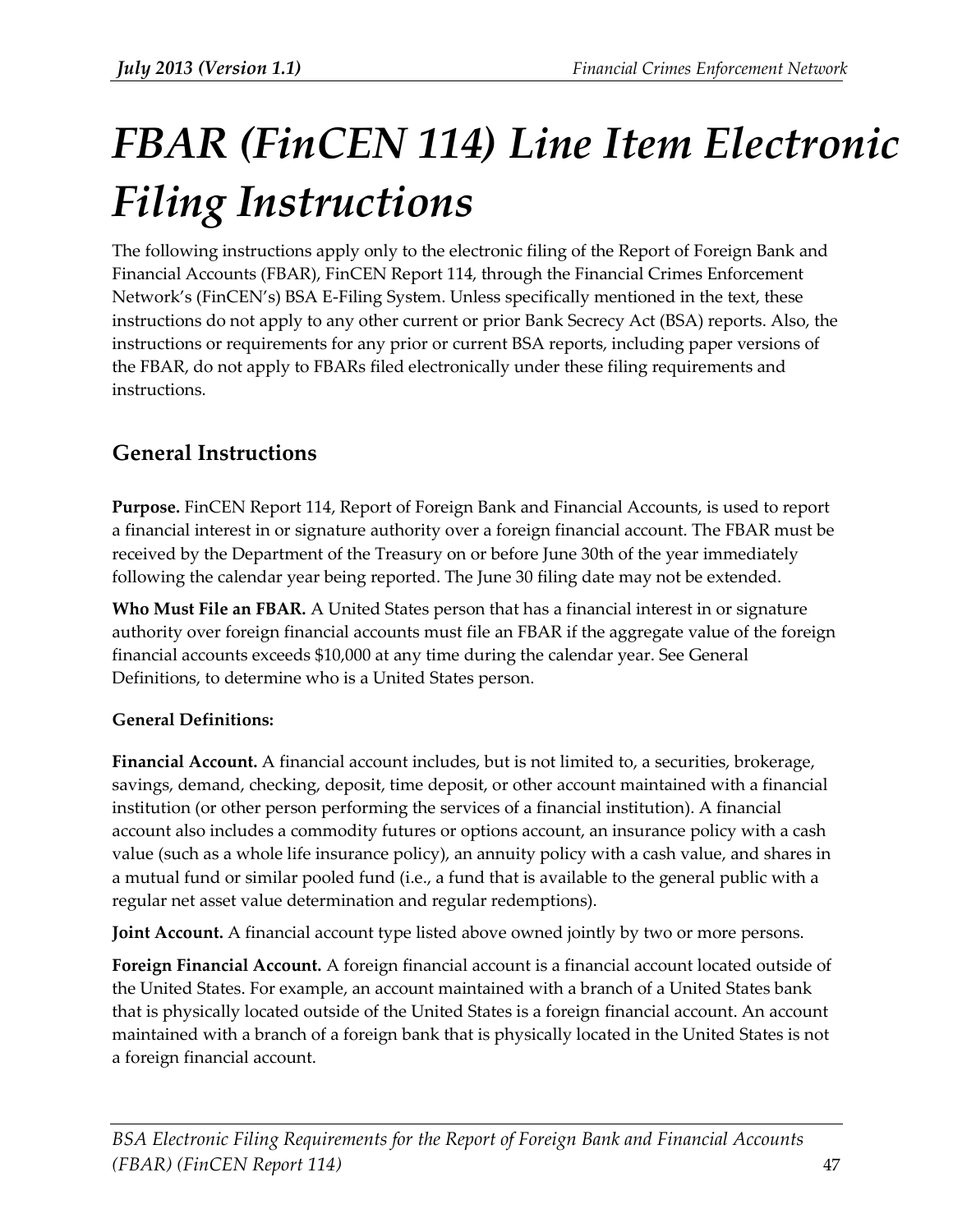# *FBAR (FinCEN 114) Line Item Electronic Filing Instructions*

The following instructions apply only to the electronic filing of the Report of Foreign Bank and Financial Accounts (FBAR), FinCEN Report 114, through the Financial Crimes Enforcement Network's (FinCEN's) BSA E-Filing System. Unless specifically mentioned in the text, these instructions do not apply to any other current or prior Bank Secrecy Act (BSA) reports. Also, the instructions or requirements for any prior or current BSA reports, including paper versions of the FBAR, do not apply to FBARs filed electronically under these filing requirements and instructions.

## General Instructions

**Purpose.** FinCEN Report 114, Report of Foreign Bank and Financial Accounts, is used to report a financial interest in or signature authority over a foreign financial account. The FBAR must be received by the Department of the Treasury on or before June 30th of the year immediately following the calendar year being reported. The June 30 filing date may not be extended.

**Who Must File an FBAR.** A United States person that has a financial interest in or signature authority over foreign financial accounts must file an FBAR if the aggregate value of the foreign financial accounts exceeds $10,000 at any time during the calendar year. See General Definitions, to determine who is a United States person.

**General Definitions:**

**Financial Account.** A financial account includes, but is not limited to, a securities, brokerage, savings, demand, checking, deposit, time deposit, or other account maintained with a financial institution (or other person performing the services of a financial institution). A financial account also includes a commodity futures or options account, an insurance policy with a cash value (such as a whole life insurance policy), an annuity policy with a cash value, and shares in a mutual fund or similar pooled fund (i.e., a fund that is available to the general public with a regular net asset value determination and regular redemptions).

**Joint Account.** A financial account type listed above owned jointly by two or more persons.

**Foreign Financial Account.** A foreign financial account is a financial account located outside of the United States. For example, an account maintained with a branch of a United States bank that is physically located outside of the United States is a foreign financial account. An account maintained with a branch of a foreign bank that is physically located in the United States is not a foreign financial account.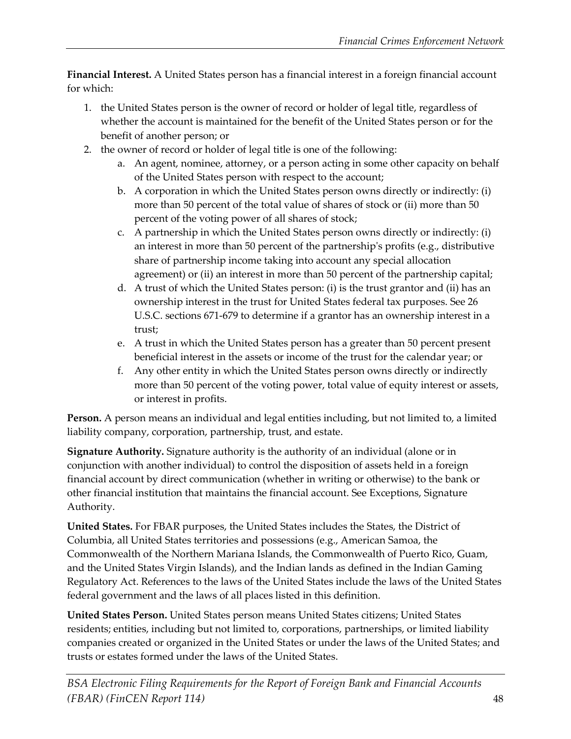**Financial Interest.** A United States person has a financial interest in a foreign financial account for which:

1. the United States person is the owner of record or holder of legal title, regardless of whether the account is maintained for the benefit of the United States person or for the benefit of another person; or
2. the owner of record or holder of legal title is one of the following:
   a. An agent, nominee, attorney, or a person acting in some other capacity on behalf of the United States person with respect to the account;
   b. A corporation in which the United States person owns directly or indirectly: (i) more than 50 percent of the total value of shares of stock or (ii) more than 50 percent of the voting power of all shares of stock;
   c. A partnership in which the United States person owns directly or indirectly: (i) an interest in more than 50 percent of the partnership's profits (e.g., distributive share of partnership income taking into account any special allocation agreement) or (ii) an interest in more than 50 percent of the partnership capital;
   d. A trust of which the United States person: (i) is the trust grantor and (ii) has an ownership interest in the trust for United States federal tax purposes. See 26 U.S.C. sections 671-679 to determine if a grantor has an ownership interest in a trust;
   e. A trust in which the United States person has a greater than 50 percent present beneficial interest in the assets or income of the trust for the calendar year; or
   f. Any other entity in which the United States person owns directly or indirectly more than 50 percent of the voting power, total value of equity interest or assets, or interest in profits.

**Person.** A person means an individual and legal entities including, but not limited to, a limited liability company, corporation, partnership, trust, and estate.

**Signature Authority.** Signature authority is the authority of an individual (alone or in conjunction with another individual) to control the disposition of assets held in a foreign financial account by direct communication (whether in writing or otherwise) to the bank or other financial institution that maintains the financial account. See Exceptions, Signature Authority.

**United States.** For FBAR purposes, the United States includes the States, the District of Columbia, all United States territories and possessions (e.g., American Samoa, the Commonwealth of the Northern Mariana Islands, the Commonwealth of Puerto Rico, Guam, and the United States Virgin Islands), and the Indian lands as defined in the Indian Gaming Regulatory Act. References to the laws of the United States include the laws of the United States federal government and the laws of all places listed in this definition.

**United States Person.** United States person means United States citizens; United States residents; entities, including but not limited to, corporations, partnerships, or limited liability companies created or organized in the United States or under the laws of the United States; and trusts or estates formed under the laws of the United States.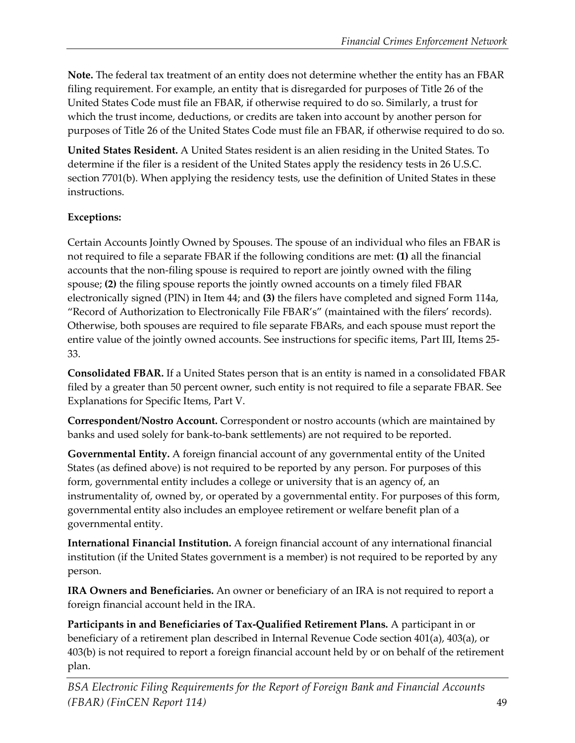**Note.** The federal tax treatment of an entity does not determine whether the entity has an FBAR filing requirement. For example, an entity that is disregarded for purposes of Title 26 of the United States Code must file an FBAR, if otherwise required to do so. Similarly, a trust for which the trust income, deductions, or credits are taken into account by another person for purposes of Title 26 of the United States Code must file an FBAR, if otherwise required to do so.

**United States Resident.** A United States resident is an alien residing in the United States. To determine if the filer is a resident of the United States apply the residency tests in 26 U.S.C. section 7701(b). When applying the residency tests, use the definition of United States in these instructions.

**Exceptions:**

Certain Accounts Jointly Owned by Spouses. The spouse of an individual who files an FBAR is not required to file a separate FBAR if the following conditions are met: **(1)** all the financial accounts that the non-filing spouse is required to report are jointly owned with the filing spouse; **(2)** the filing spouse reports the jointly owned accounts on a timely filed FBAR electronically signed (PIN) in Item 44; and **(3)** the filers have completed and signed Form 114a, "Record of Authorization to Electronically File FBAR's" (maintained with the filers' records). Otherwise, both spouses are required to file separate FBARs, and each spouse must report the entire value of the jointly owned accounts. See instructions for specific items, Part III, Items 25-33.

**Consolidated FBAR.** If a United States person that is an entity is named in a consolidated FBAR filed by a greater than 50 percent owner, such entity is not required to file a separate FBAR. See Explanations for Specific Items, Part V.

**Correspondent/Nostro Account.** Correspondent or nostro accounts (which are maintained by banks and used solely for bank-to-bank settlements) are not required to be reported.

**Governmental Entity.** A foreign financial account of any governmental entity of the United States (as defined above) is not required to be reported by any person. For purposes of this form, governmental entity includes a college or university that is an agency of, an instrumentality of, owned by, or operated by a governmental entity. For purposes of this form, governmental entity also includes an employee retirement or welfare benefit plan of a governmental entity.

**International Financial Institution.** A foreign financial account of any international financial institution (if the United States government is a member) is not required to be reported by any person.

**IRA Owners and Beneficiaries.** An owner or beneficiary of an IRA is not required to report a foreign financial account held in the IRA.

**Participants in and Beneficiaries of Tax-Qualified Retirement Plans.** A participant in or beneficiary of a retirement plan described in Internal Revenue Code section 401(a), 403(a), or 403(b) is not required to report a foreign financial account held by or on behalf of the retirement plan.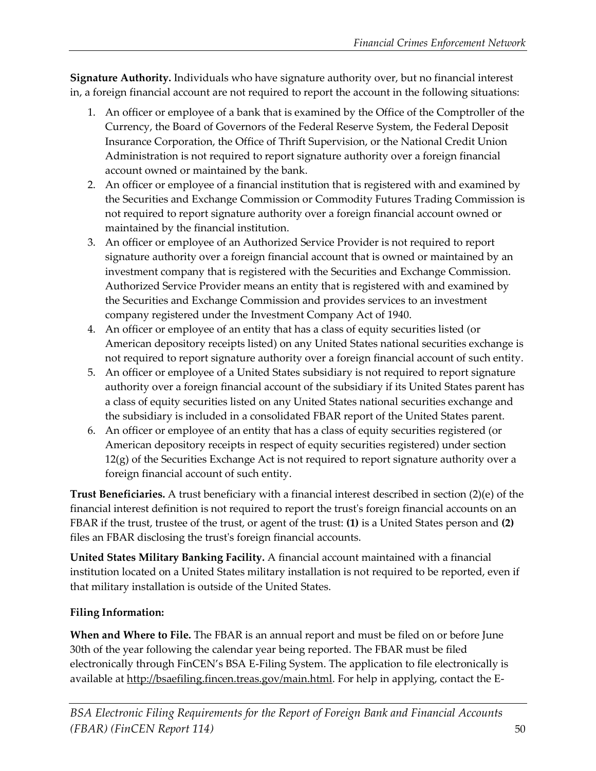**Signature Authority.** Individuals who have signature authority over, but no financial interest in, a foreign financial account are not required to report the account in the following situations:

1. An officer or employee of a bank that is examined by the Office of the Comptroller of the Currency, the Board of Governors of the Federal Reserve System, the Federal Deposit Insurance Corporation, the Office of Thrift Supervision, or the National Credit Union Administration is not required to report signature authority over a foreign financial account owned or maintained by the bank.
2. An officer or employee of a financial institution that is registered with and examined by the Securities and Exchange Commission or Commodity Futures Trading Commission is not required to report signature authority over a foreign financial account owned or maintained by the financial institution.
3. An officer or employee of an Authorized Service Provider is not required to report signature authority over a foreign financial account that is owned or maintained by an investment company that is registered with the Securities and Exchange Commission. Authorized Service Provider means an entity that is registered with and examined by the Securities and Exchange Commission and provides services to an investment company registered under the Investment Company Act of 1940.
4. An officer or employee of an entity that has a class of equity securities listed (or American depository receipts listed) on any United States national securities exchange is not required to report signature authority over a foreign financial account of such entity.
5. An officer or employee of a United States subsidiary is not required to report signature authority over a foreign financial account of the subsidiary if its United States parent has a class of equity securities listed on any United States national securities exchange and the subsidiary is included in a consolidated FBAR report of the United States parent.
6. An officer or employee of an entity that has a class of equity securities registered (or American depository receipts in respect of equity securities registered) under section 12(g) of the Securities Exchange Act is not required to report signature authority over a foreign financial account of such entity.

**Trust Beneficiaries.** A trust beneficiary with a financial interest described in section (2)(e) of the financial interest definition is not required to report the trust's foreign financial accounts on an FBAR if the trust, trustee of the trust, or agent of the trust: **(1)** is a United States person and **(2)** files an FBAR disclosing the trust's foreign financial accounts.

**United States Military Banking Facility.** A financial account maintained with a financial institution located on a United States military installation is not required to be reported, even if that military installation is outside of the United States.

**Filing Information:**

**When and Where to File.** The FBAR is an annual report and must be filed on or before June 30th of the year following the calendar year being reported. The FBAR must be filed electronically through FinCEN's BSA E-Filing System. The application to file electronically is available at http://bsaefiling.fincen.treas.gov/main.html. For help in applying, contact the E-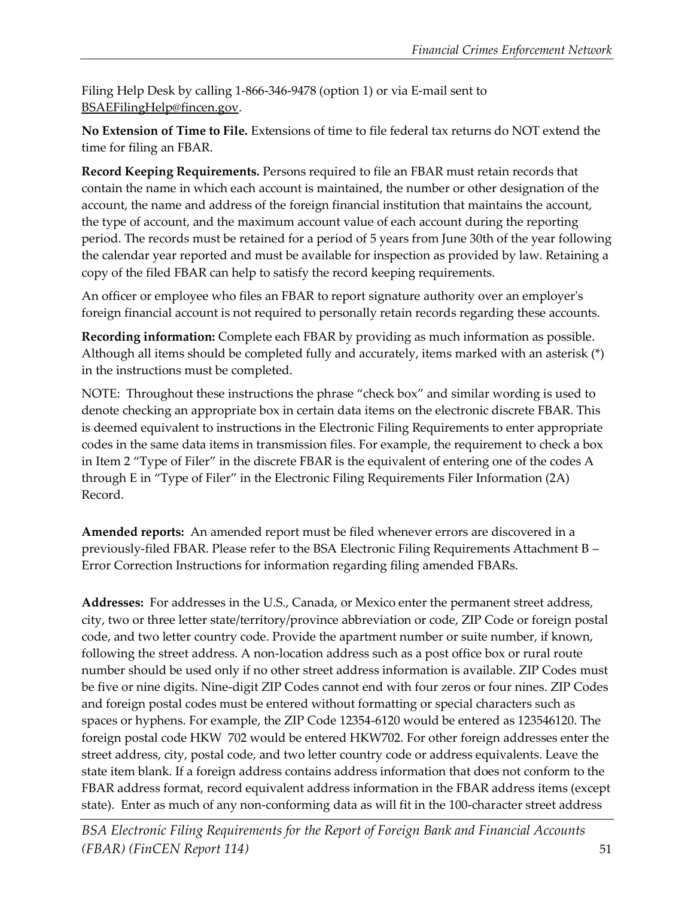Filing Help Desk by calling 1-866-346-9478 (option 1) or via E-mail sent to BSAEFilingHelp@fincen.gov.

**No Extension of Time to File.** Extensions of time to file federal tax returns do NOT extend the time for filing an FBAR.

**Record Keeping Requirements.** Persons required to file an FBAR must retain records that contain the name in which each account is maintained, the number or other designation of the account, the name and address of the foreign financial institution that maintains the account, the type of account, and the maximum account value of each account during the reporting period. The records must be retained for a period of 5 years from June 30th of the year following the calendar year reported and must be available for inspection as provided by law. Retaining a copy of the filed FBAR can help to satisfy the record keeping requirements.

An officer or employee who files an FBAR to report signature authority over an employer's foreign financial account is not required to personally retain records regarding these accounts.

**Recording information:** Complete each FBAR by providing as much information as possible. Although all items should be completed fully and accurately, items marked with an asterisk (*) in the instructions must be completed.

NOTE: Throughout these instructions the phrase "check box" and similar wording is used to denote checking an appropriate box in certain data items on the electronic discrete FBAR. This is deemed equivalent to instructions in the Electronic Filing Requirements to enter appropriate codes in the same data items in transmission files. For example, the requirement to check a box in Item 2 "Type of Filer" in the discrete FBAR is the equivalent of entering one of the codes A through E in "Type of Filer" in the Electronic Filing Requirements Filer Information (2A) Record.

**Amended reports:** An amended report must be filed whenever errors are discovered in a previously-filed FBAR. Please refer to the BSA Electronic Filing Requirements Attachment B – Error Correction Instructions for information regarding filing amended FBARs.

**Addresses:** For addresses in the U.S., Canada, or Mexico enter the permanent street address, city, two or three letter state/territory/province abbreviation or code, ZIP Code or foreign postal code, and two letter country code. Provide the apartment number or suite number, if known, following the street address. A non-location address such as a post office box or rural route number should be used only if no other street address information is available. ZIP Codes must be five or nine digits. Nine-digit ZIP Codes cannot end with four zeros or four nines. ZIP Codes and foreign postal codes must be entered without formatting or special characters such as spaces or hyphens. For example, the ZIP Code 12354-6120 would be entered as 123546120. The foreign postal code HKW 702 would be entered HKW702. For other foreign addresses enter the street address, city, postal code, and two letter country code or address equivalents. Leave the state item blank. If a foreign address contains address information that does not conform to the FBAR address format, record equivalent address information in the FBAR address items (except state). Enter as much of any non-conforming data as will fit in the 100-character street address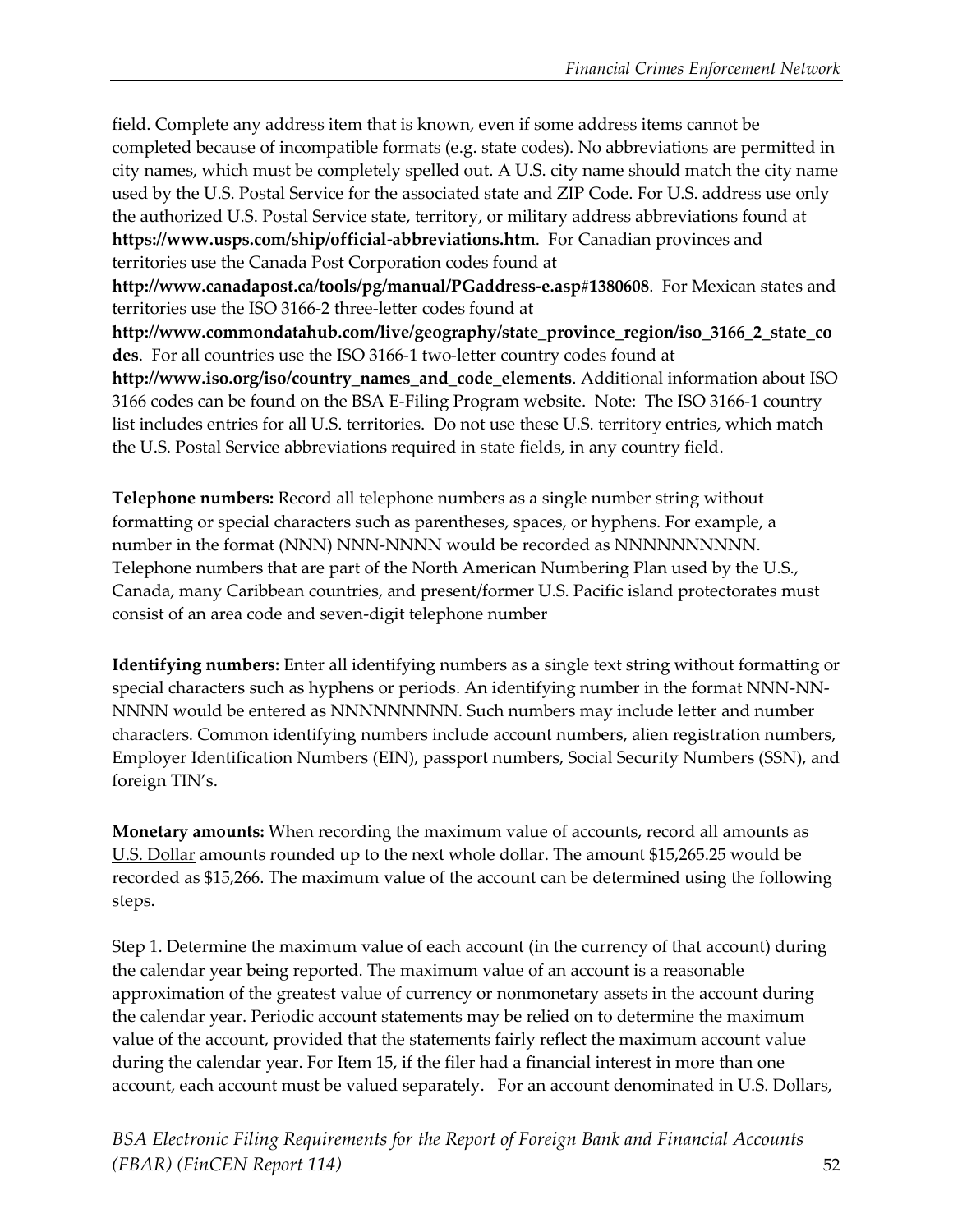field. Complete any address item that is known, even if some address items cannot be completed because of incompatible formats (e.g. state codes). No abbreviations are permitted in city names, which must be completely spelled out. A U.S. city name should match the city name used by the U.S. Postal Service for the associated state and ZIP Code. For U.S. address use only the authorized U.S. Postal Service state, territory, or military address abbreviations found at **https://www.usps.com/ship/official-abbreviations.htm**. For Canadian provinces and territories use the Canada Post Corporation codes found at **http://www.canadapost.ca/tools/pg/manual/PGaddress-e.asp#1380608**. For Mexican states and territories use the ISO 3166-2 three-letter codes found at **http://www.commondatahub.com/live/geography/state_province_region/iso_3166_2_state_codes**. For all countries use the ISO 3166-1 two-letter country codes found at **http://www.iso.org/iso/country_names_and_code_elements**. Additional information about ISO 3166 codes can be found on the BSA E-Filing Program website. Note: The ISO 3166-1 country list includes entries for all U.S. territories. Do not use these U.S. territory entries, which match the U.S. Postal Service abbreviations required in state fields, in any country field.

**Telephone numbers:** Record all telephone numbers as a single number string without formatting or special characters such as parentheses, spaces, or hyphens. For example, a number in the format (NNN) NNN-NNNN would be recorded as NNNNNNNNNN. Telephone numbers that are part of the North American Numbering Plan used by the U.S., Canada, many Caribbean countries, and present/former U.S. Pacific island protectorates must consist of an area code and seven-digit telephone number

**Identifying numbers:** Enter all identifying numbers as a single text string without formatting or special characters such as hyphens or periods. An identifying number in the format NNN-NN-NNNN would be entered as NNNNNNNNN. Such numbers may include letter and number characters. Common identifying numbers include account numbers, alien registration numbers, Employer Identification Numbers (EIN), passport numbers, Social Security Numbers (SSN), and foreign TIN's.

**Monetary amounts:** When recording the maximum value of accounts, record all amounts as U.S. Dollar amounts rounded up to the next whole dollar. The amount $15,265.25 would be recorded as $15,266. The maximum value of the account can be determined using the following steps.

Step 1. Determine the maximum value of each account (in the currency of that account) during the calendar year being reported. The maximum value of an account is a reasonable approximation of the greatest value of currency or nonmonetary assets in the account during the calendar year. Periodic account statements may be relied on to determine the maximum value of the account, provided that the statements fairly reflect the maximum account value during the calendar year. For Item 15, if the filer had a financial interest in more than one account, each account must be valued separately. For an account denominated in U.S. Dollars,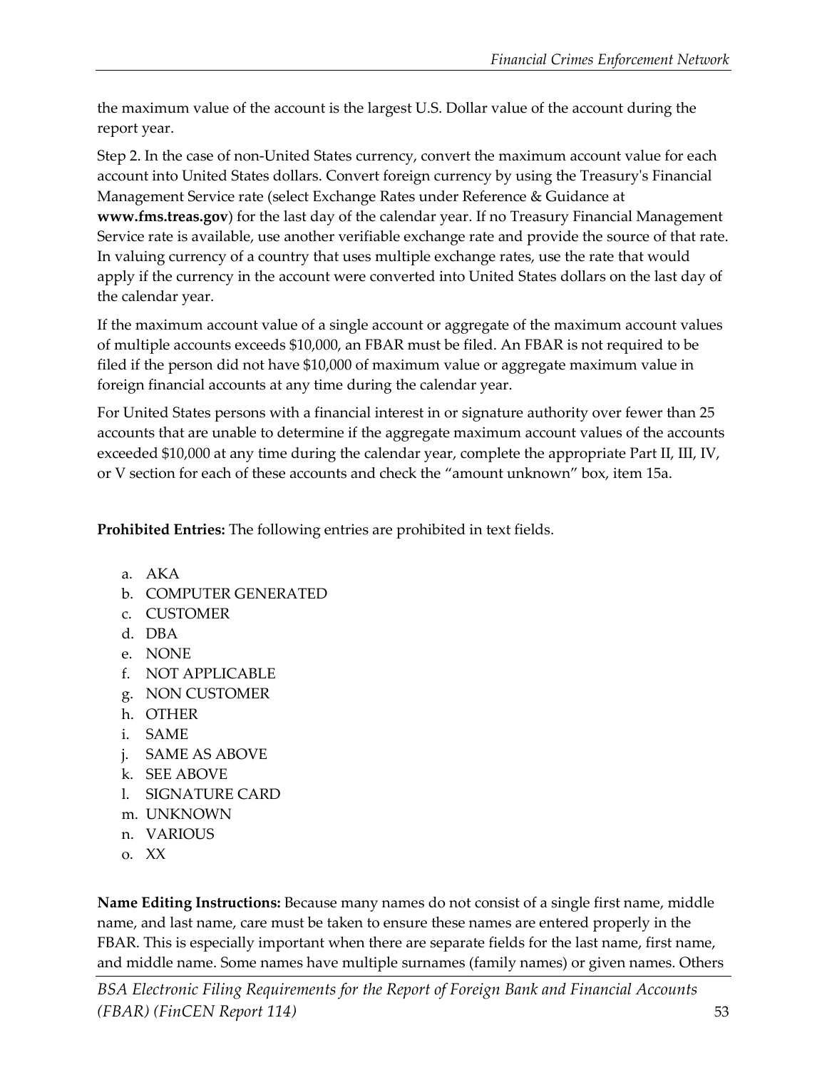the maximum value of the account is the largest U.S. Dollar value of the account during the report year.

Step 2. In the case of non-United States currency, convert the maximum account value for each account into United States dollars. Convert foreign currency by using the Treasury's Financial Management Service rate (select Exchange Rates under Reference & Guidance at **www.fms.treas.gov**) for the last day of the calendar year. If no Treasury Financial Management Service rate is available, use another verifiable exchange rate and provide the source of that rate. In valuing currency of a country that uses multiple exchange rates, use the rate that would apply if the currency in the account were converted into United States dollars on the last day of the calendar year.

If the maximum account value of a single account or aggregate of the maximum account values of multiple accounts exceeds $10,000, an FBAR must be filed. An FBAR is not required to be filed if the person did not have $10,000 of maximum value or aggregate maximum value in foreign financial accounts at any time during the calendar year.

For United States persons with a financial interest in or signature authority over fewer than 25 accounts that are unable to determine if the aggregate maximum account values of the accounts exceeded $10,000 at any time during the calendar year, complete the appropriate Part II, III, IV, or V section for each of these accounts and check the "amount unknown" box, item 15a.

**Prohibited Entries:** The following entries are prohibited in text fields.

a. AKA
b. COMPUTER GENERATED
c. CUSTOMER
d. DBA
e. NONE
f. NOT APPLICABLE
g. NON CUSTOMER
h. OTHER
i. SAME
j. SAME AS ABOVE
k. SEE ABOVE
l. SIGNATURE CARD
m. UNKNOWN
n. VARIOUS
o. XX

**Name Editing Instructions:** Because many names do not consist of a single first name, middle name, and last name, care must be taken to ensure these names are entered properly in the FBAR. This is especially important when there are separate fields for the last name, first name, and middle name. Some names have multiple surnames (family names) or given names. Others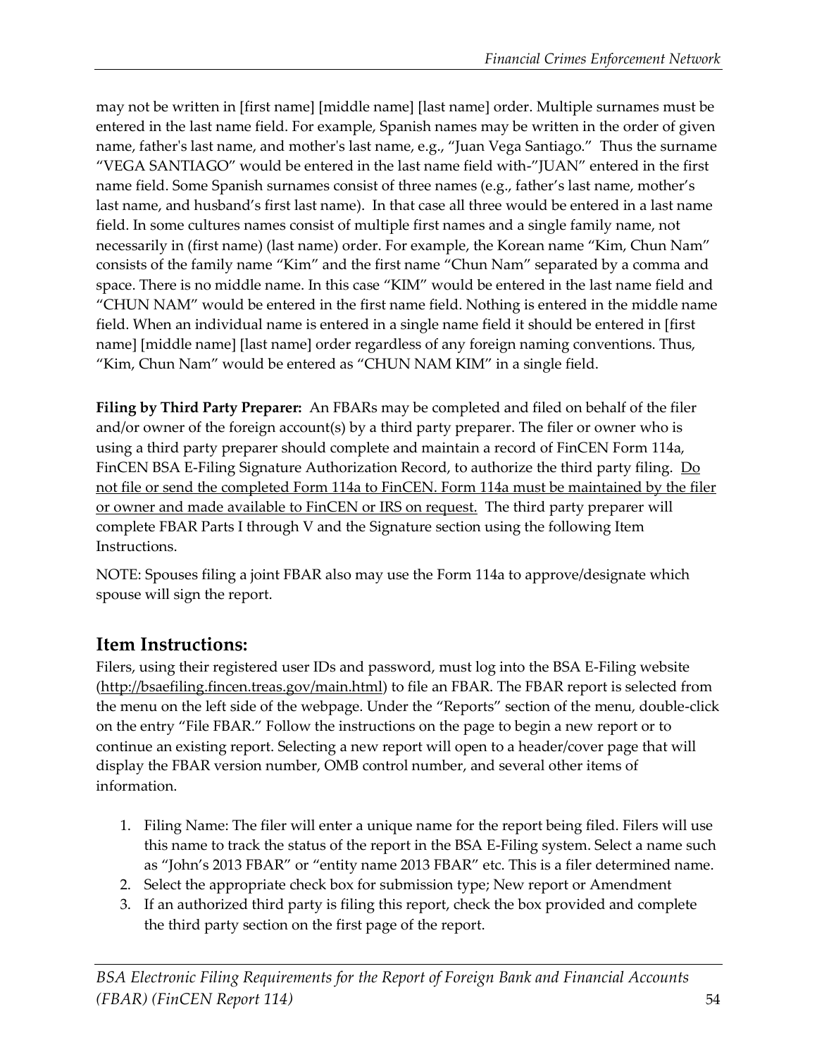may not be written in [first name] [middle name] [last name] order. Multiple surnames must be entered in the last name field. For example, Spanish names may be written in the order of given name, father's last name, and mother's last name, e.g., "Juan Vega Santiago." Thus the surname "VEGA SANTIAGO" would be entered in the last name field with-"JUAN" entered in the first name field. Some Spanish surnames consist of three names (e.g., father's last name, mother's last name, and husband's first last name). In that case all three would be entered in a last name field. In some cultures names consist of multiple first names and a single family name, not necessarily in (first name) (last name) order. For example, the Korean name "Kim, Chun Nam" consists of the family name "Kim" and the first name "Chun Nam" separated by a comma and space. There is no middle name. In this case "KIM" would be entered in the last name field and "CHUN NAM" would be entered in the first name field. Nothing is entered in the middle name field. When an individual name is entered in a single name field it should be entered in [first name] [middle name] [last name] order regardless of any foreign naming conventions. Thus, "Kim, Chun Nam" would be entered as "CHUN NAM KIM" in a single field.

**Filing by Third Party Preparer:** An FBARs may be completed and filed on behalf of the filer and/or owner of the foreign account(s) by a third party preparer. The filer or owner who is using a third party preparer should complete and maintain a record of FinCEN Form 114a, FinCEN BSA E-Filing Signature Authorization Record, to authorize the third party filing. Do not file or send the completed Form 114a to FinCEN. Form 114a must be maintained by the filer or owner and made available to FinCEN or IRS on request. The third party preparer will complete FBAR Parts I through V and the Signature section using the following Item Instructions.

NOTE: Spouses filing a joint FBAR also may use the Form 114a to approve/designate which spouse will sign the report.

## Item Instructions:

Filers, using their registered user IDs and password, must log into the BSA E-Filing website (http://bsaefiling.fincen.treas.gov/main.html) to file an FBAR. The FBAR report is selected from the menu on the left side of the webpage. Under the "Reports" section of the menu, double-click on the entry "File FBAR." Follow the instructions on the page to begin a new report or to continue an existing report. Selecting a new report will open to a header/cover page that will display the FBAR version number, OMB control number, and several other items of information.

1. Filing Name: The filer will enter a unique name for the report being filed. Filers will use this name to track the status of the report in the BSA E-Filing system. Select a name such as "John's 2013 FBAR" or "entity name 2013 FBAR" etc. This is a filer determined name.
2. Select the appropriate check box for submission type; New report or Amendment
3. If an authorized third party is filing this report, check the box provided and complete the third party section on the first page of the report.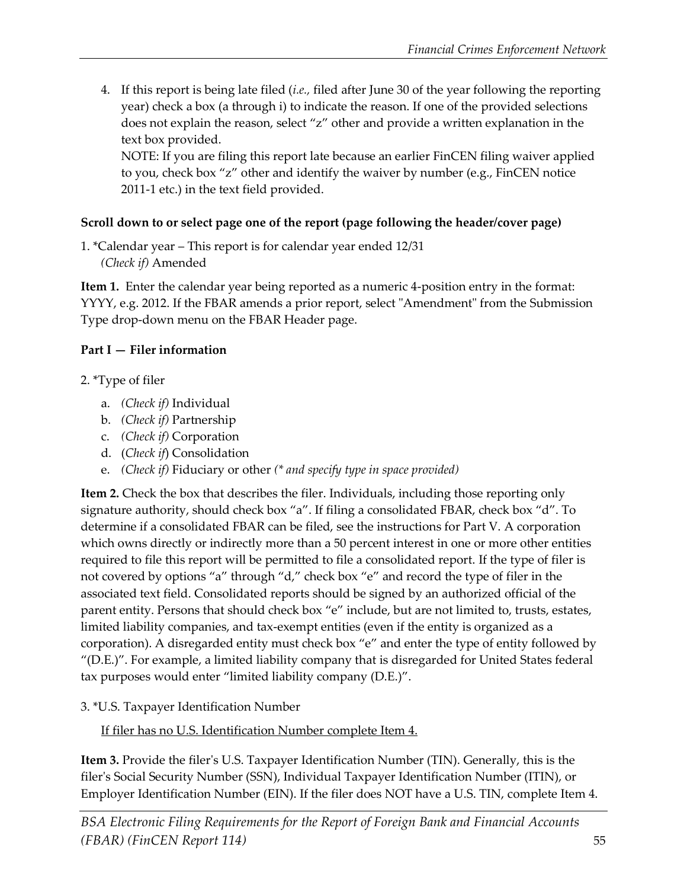4. If this report is being late filed (*i.e.,* filed after June 30 of the year following the reporting year) check a box (a through i) to indicate the reason. If one of the provided selections does not explain the reason, select "z" other and provide a written explanation in the text box provided.
   NOTE: If you are filing this report late because an earlier FinCEN filing waiver applied to you, check box "z" other and identify the waiver by number (e.g., FinCEN notice 2011-1 etc.) in the text field provided.

**Scroll down to or select page one of the report (page following the header/cover page)**

1. *Calendar year – This report is for calendar year ended 12/31
   *(Check if)* Amended

**Item 1.** Enter the calendar year being reported as a numeric 4-position entry in the format: YYYY, e.g. 2012. If the FBAR amends a prior report, select "Amendment" from the Submission Type drop-down menu on the FBAR Header page.

**Part I — Filer information**

2. *Type of filer

   a. *(Check if)* Individual
   b. *(Check if)* Partnership
   c. *(Check if)* Corporation
   d. (*Check if*) Consolidation
   e. *(Check if)* Fiduciary or other *(* and specify type in space provided)*

**Item 2.** Check the box that describes the filer. Individuals, including those reporting only signature authority, should check box "a". If filing a consolidated FBAR, check box "d". To determine if a consolidated FBAR can be filed, see the instructions for Part V. A corporation which owns directly or indirectly more than a 50 percent interest in one or more other entities required to file this report will be permitted to file a consolidated report. If the type of filer is not covered by options "a" through "d," check box "e" and record the type of filer in the associated text field. Consolidated reports should be signed by an authorized official of the parent entity. Persons that should check box "e" include, but are not limited to, trusts, estates, limited liability companies, and tax-exempt entities (even if the entity is organized as a corporation). A disregarded entity must check box "e" and enter the type of entity followed by "(D.E.)". For example, a limited liability company that is disregarded for United States federal tax purposes would enter "limited liability company (D.E.)".

3. *U.S. Taxpayer Identification Number

   <u>If filer has no U.S. Identification Number complete Item 4.</u>

**Item 3.** Provide the filer's U.S. Taxpayer Identification Number (TIN). Generally, this is the filer's Social Security Number (SSN), Individual Taxpayer Identification Number (ITIN), or Employer Identification Number (EIN). If the filer does NOT have a U.S. TIN, complete Item 4.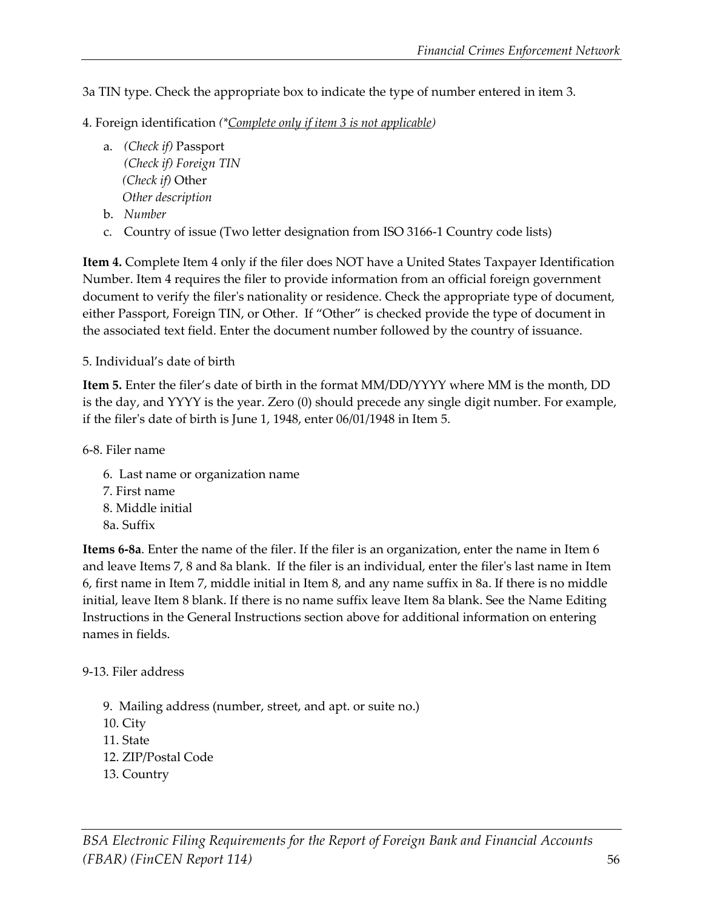3a TIN type. Check the appropriate box to indicate the type of number entered in item 3.

4. Foreign identification *(*<u>Complete only if item 3 is not applicable</u>)*

a. *(Check if)* Passport
   *(Check if) Foreign TIN*
   *(Check if)* Other
   *Other description*
b. *Number*
c. Country of issue (Two letter designation from ISO 3166-1 Country code lists)

**Item 4.** Complete Item 4 only if the filer does NOT have a United States Taxpayer Identification Number. Item 4 requires the filer to provide information from an official foreign government document to verify the filer's nationality or residence. Check the appropriate type of document, either Passport, Foreign TIN, or Other. If "Other" is checked provide the type of document in the associated text field. Enter the document number followed by the country of issuance.

5. Individual's date of birth

**Item 5.** Enter the filer's date of birth in the format MM/DD/YYYY where MM is the month, DD is the day, and YYYY is the year. Zero (0) should precede any single digit number. For example, if the filer's date of birth is June 1, 1948, enter 06/01/1948 in Item 5.

6-8. Filer name

- 6. Last name or organization name
- 7. First name
- 8. Middle initial
- 8a. Suffix

**Items 6-8a**. Enter the name of the filer. If the filer is an organization, enter the name in Item 6 and leave Items 7, 8 and 8a blank. If the filer is an individual, enter the filer's last name in Item 6, first name in Item 7, middle initial in Item 8, and any name suffix in 8a. If there is no middle initial, leave Item 8 blank. If there is no name suffix leave Item 8a blank. See the Name Editing Instructions in the General Instructions section above for additional information on entering names in fields.

9-13. Filer address

- 9. Mailing address (number, street, and apt. or suite no.)
- 10. City
- 11. State
- 12. ZIP/Postal Code
- 13. Country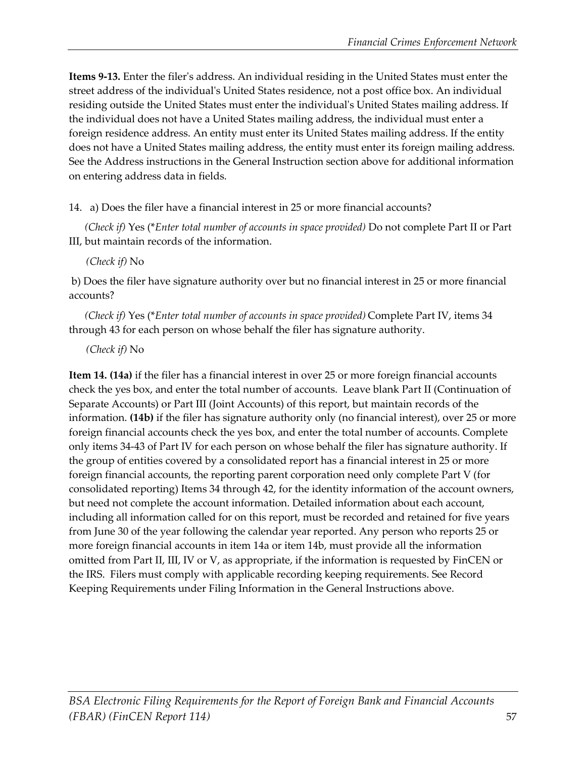**Items 9-13.** Enter the filer's address. An individual residing in the United States must enter the street address of the individual's United States residence, not a post office box. An individual residing outside the United States must enter the individual's United States mailing address. If the individual does not have a United States mailing address, the individual must enter a foreign residence address. An entity must enter its United States mailing address. If the entity does not have a United States mailing address, the entity must enter its foreign mailing address. See the Address instructions in the General Instruction section above for additional information on entering address data in fields.

14. a) Does the filer have a financial interest in 25 or more financial accounts?

*(Check if)* Yes (\**Enter total number of accounts in space provided)* Do not complete Part II or Part III, but maintain records of the information.

*(Check if)* No

b) Does the filer have signature authority over but no financial interest in 25 or more financial accounts?

*(Check if)* Yes (\**Enter total number of accounts in space provided)* Complete Part IV, items 34 through 43 for each person on whose behalf the filer has signature authority.

*(Check if)* No

**Item 14. (14a)** if the filer has a financial interest in over 25 or more foreign financial accounts check the yes box, and enter the total number of accounts. Leave blank Part II (Continuation of Separate Accounts) or Part III (Joint Accounts) of this report, but maintain records of the information. **(14b)** if the filer has signature authority only (no financial interest), over 25 or more foreign financial accounts check the yes box, and enter the total number of accounts. Complete only items 34-43 of Part IV for each person on whose behalf the filer has signature authority. If the group of entities covered by a consolidated report has a financial interest in 25 or more foreign financial accounts, the reporting parent corporation need only complete Part V (for consolidated reporting) Items 34 through 42, for the identity information of the account owners, but need not complete the account information. Detailed information about each account, including all information called for on this report, must be recorded and retained for five years from June 30 of the year following the calendar year reported. Any person who reports 25 or more foreign financial accounts in item 14a or item 14b, must provide all the information omitted from Part II, III, IV or V, as appropriate, if the information is requested by FinCEN or the IRS. Filers must comply with applicable recording keeping requirements. See Record Keeping Requirements under Filing Information in the General Instructions above.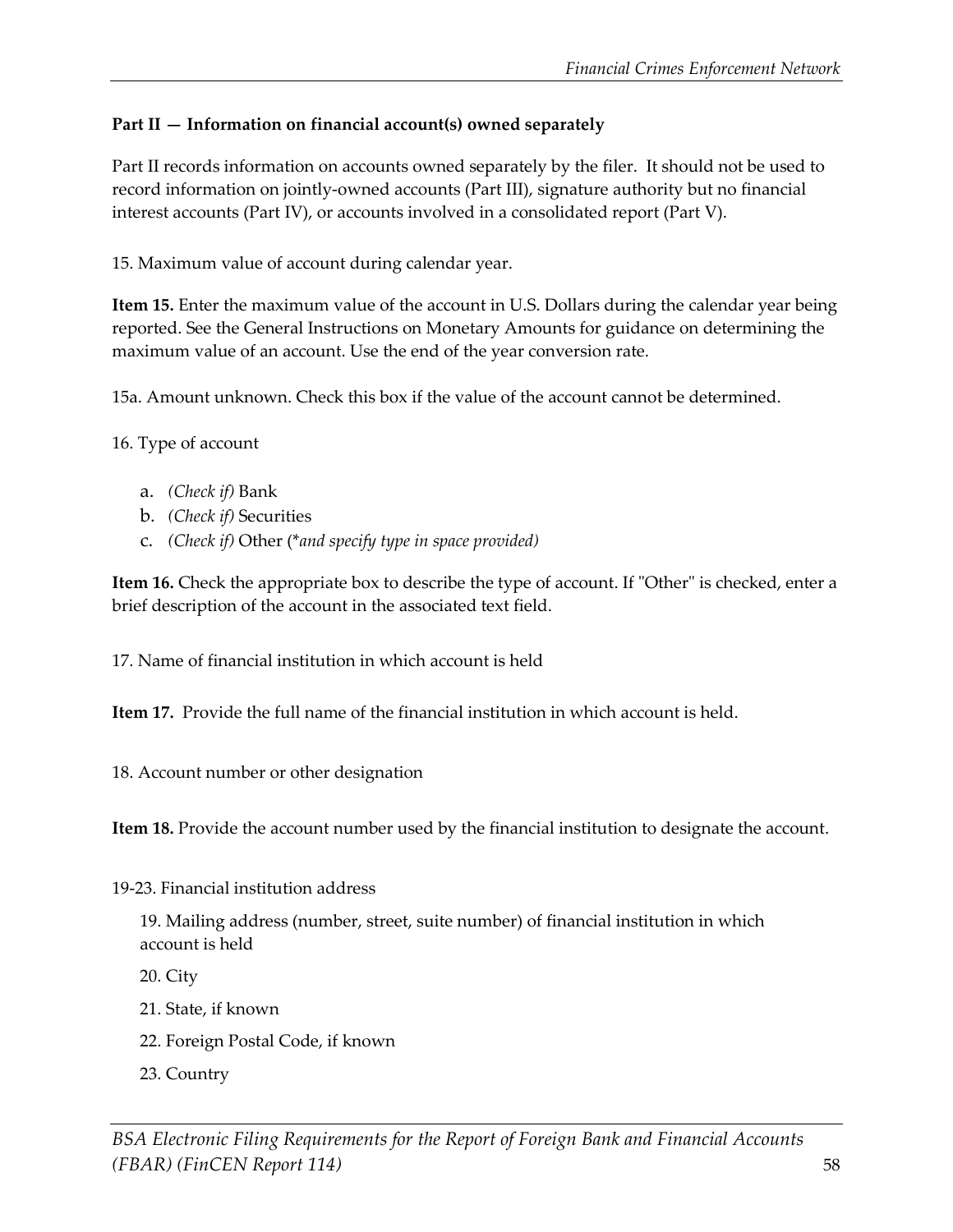**Part II — Information on financial account(s) owned separately**

Part II records information on accounts owned separately by the filer. It should not be used to record information on jointly-owned accounts (Part III), signature authority but no financial interest accounts (Part IV), or accounts involved in a consolidated report (Part V).

15. Maximum value of account during calendar year.

**Item 15.** Enter the maximum value of the account in U.S. Dollars during the calendar year being reported. See the General Instructions on Monetary Amounts for guidance on determining the maximum value of an account. Use the end of the year conversion rate.

15a. Amount unknown. Check this box if the value of the account cannot be determined.

16. Type of account

a. *(Check if)* Bank
b. *(Check if)* Securities
c. *(Check if)* Other (*\*and specify type in space provided)*

**Item 16.** Check the appropriate box to describe the type of account. If "Other" is checked, enter a brief description of the account in the associated text field.

17. Name of financial institution in which account is held

**Item 17.** Provide the full name of the financial institution in which account is held.

18. Account number or other designation

**Item 18.** Provide the account number used by the financial institution to designate the account.

19-23. Financial institution address

> 19. Mailing address (number, street, suite number) of financial institution in which account is held
>
> 20. City
>
> 21. State, if known
>
> 22. Foreign Postal Code, if known
>
> 23. Country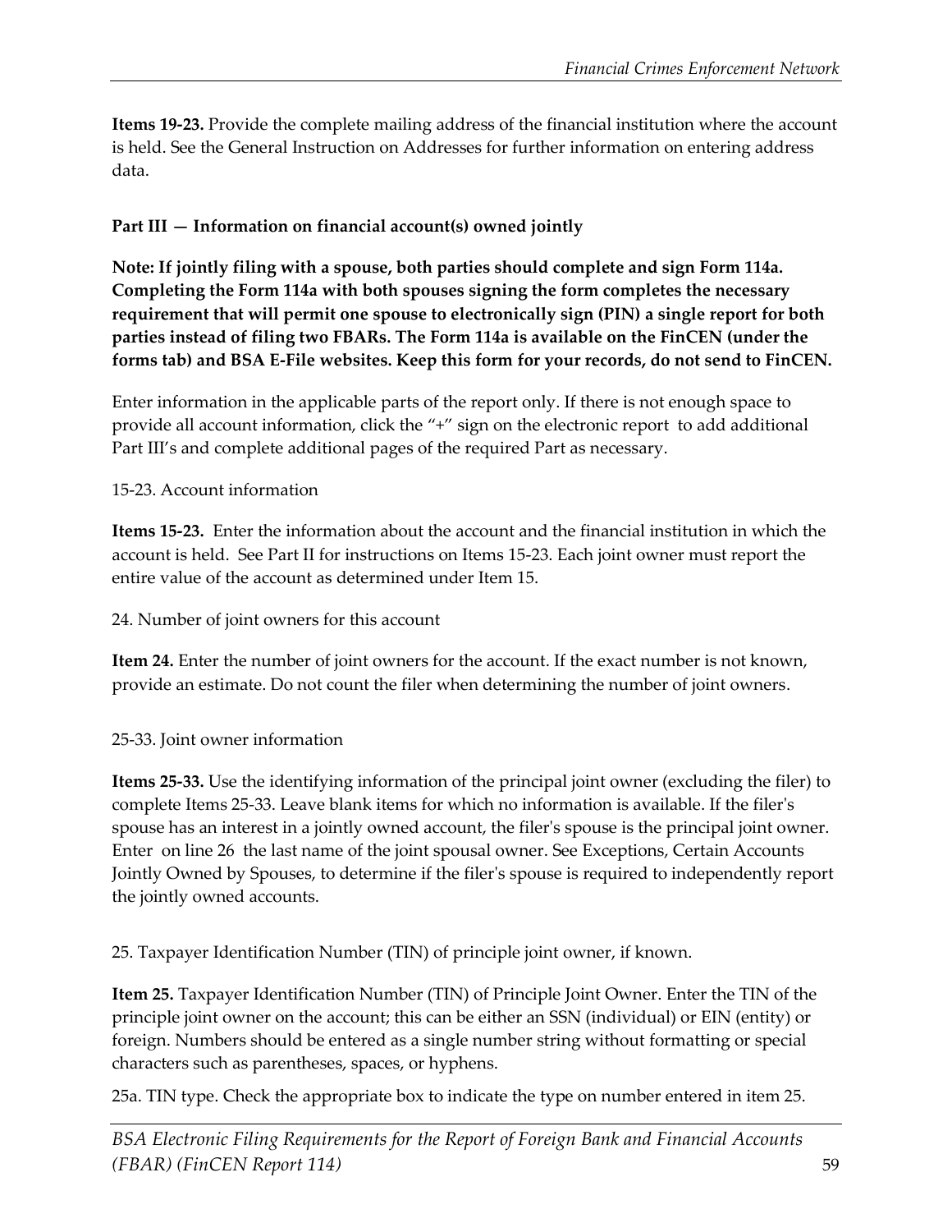**Items 19-23.** Provide the complete mailing address of the financial institution where the account is held. See the General Instruction on Addresses for further information on entering address data.

**Part III — Information on financial account(s) owned jointly**

**Note: If jointly filing with a spouse, both parties should complete and sign Form 114a. Completing the Form 114a with both spouses signing the form completes the necessary requirement that will permit one spouse to electronically sign (PIN) a single report for both parties instead of filing two FBARs. The Form 114a is available on the FinCEN (under the forms tab) and BSA E-File websites. Keep this form for your records, do not send to FinCEN.**

Enter information in the applicable parts of the report only. If there is not enough space to provide all account information, click the "+" sign on the electronic report to add additional Part III's and complete additional pages of the required Part as necessary.

15-23. Account information

**Items 15-23.** Enter the information about the account and the financial institution in which the account is held. See Part II for instructions on Items 15-23. Each joint owner must report the entire value of the account as determined under Item 15.

24. Number of joint owners for this account

**Item 24.** Enter the number of joint owners for the account. If the exact number is not known, provide an estimate. Do not count the filer when determining the number of joint owners.

25-33. Joint owner information

**Items 25-33.** Use the identifying information of the principal joint owner (excluding the filer) to complete Items 25-33. Leave blank items for which no information is available. If the filer's spouse has an interest in a jointly owned account, the filer's spouse is the principal joint owner. Enter on line 26 the last name of the joint spousal owner. See Exceptions, Certain Accounts Jointly Owned by Spouses, to determine if the filer's spouse is required to independently report the jointly owned accounts.

25. Taxpayer Identification Number (TIN) of principle joint owner, if known.

**Item 25.** Taxpayer Identification Number (TIN) of Principle Joint Owner. Enter the TIN of the principle joint owner on the account; this can be either an SSN (individual) or EIN (entity) or foreign. Numbers should be entered as a single number string without formatting or special characters such as parentheses, spaces, or hyphens.

25a. TIN type. Check the appropriate box to indicate the type on number entered in item 25.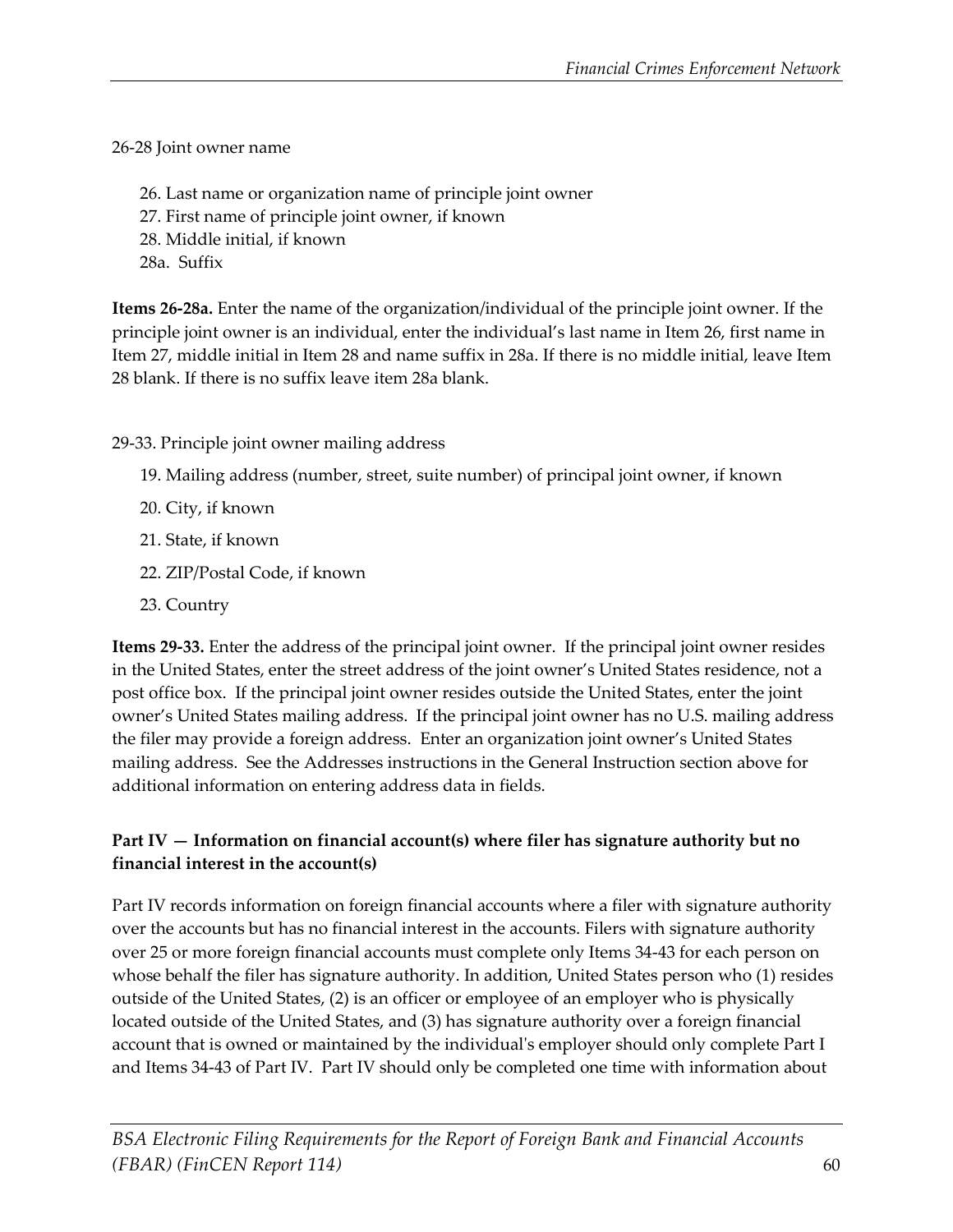26-28 Joint owner name

26. Last name or organization name of principle joint owner
27. First name of principle joint owner, if known
28. Middle initial, if known
28a. Suffix

**Items 26-28a.** Enter the name of the organization/individual of the principle joint owner. If the principle joint owner is an individual, enter the individual's last name in Item 26, first name in Item 27, middle initial in Item 28 and name suffix in 28a. If there is no middle initial, leave Item 28 blank. If there is no suffix leave item 28a blank.

29-33. Principle joint owner mailing address

19. Mailing address (number, street, suite number) of principal joint owner, if known
20. City, if known
21. State, if known
22. ZIP/Postal Code, if known
23. Country

**Items 29-33.** Enter the address of the principal joint owner. If the principal joint owner resides in the United States, enter the street address of the joint owner's United States residence, not a post office box. If the principal joint owner resides outside the United States, enter the joint owner's United States mailing address. If the principal joint owner has no U.S. mailing address the filer may provide a foreign address. Enter an organization joint owner's United States mailing address. See the Addresses instructions in the General Instruction section above for additional information on entering address data in fields.

### Part IV — Information on financial account(s) where filer has signature authority but no financial interest in the account(s)

Part IV records information on foreign financial accounts where a filer with signature authority over the accounts but has no financial interest in the accounts. Filers with signature authority over 25 or more foreign financial accounts must complete only Items 34-43 for each person on whose behalf the filer has signature authority. In addition, United States person who (1) resides outside of the United States, (2) is an officer or employee of an employer who is physically located outside of the United States, and (3) has signature authority over a foreign financial account that is owned or maintained by the individual's employer should only complete Part I and Items 34-43 of Part IV. Part IV should only be completed one time with information about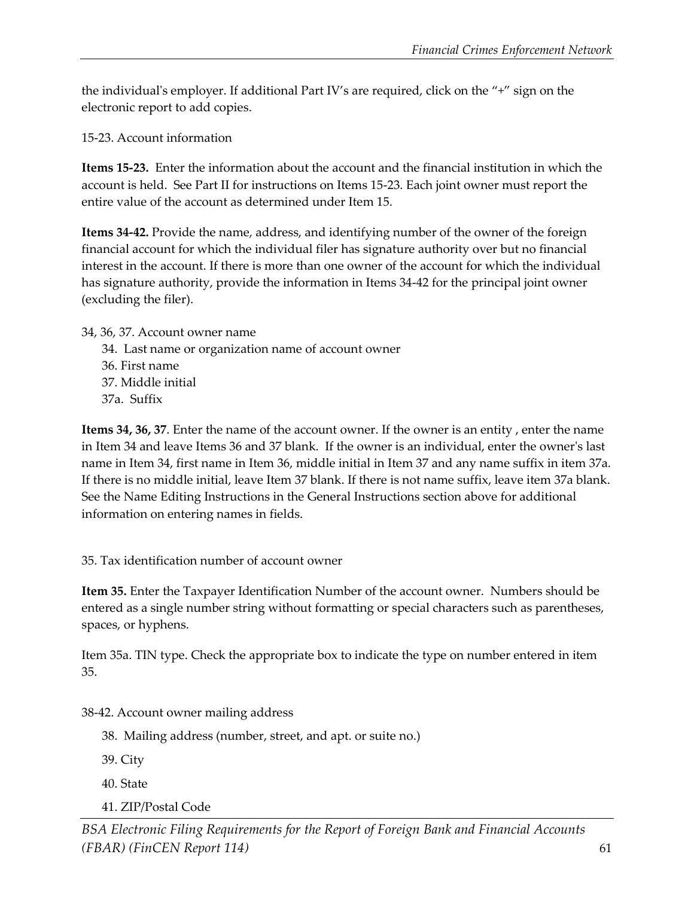the individual's employer. If additional Part IV's are required, click on the "+" sign on the electronic report to add copies.

15-23. Account information

**Items 15-23.** Enter the information about the account and the financial institution in which the account is held. See Part II for instructions on Items 15-23. Each joint owner must report the entire value of the account as determined under Item 15.

**Items 34-42.** Provide the name, address, and identifying number of the owner of the foreign financial account for which the individual filer has signature authority over but no financial interest in the account. If there is more than one owner of the account for which the individual has signature authority, provide the information in Items 34-42 for the principal joint owner (excluding the filer).

34, 36, 37. Account owner name

- 34. Last name or organization name of account owner
- 36. First name
- 37. Middle initial
- 37a. Suffix

**Items 34, 36, 37**. Enter the name of the account owner. If the owner is an entity , enter the name in Item 34 and leave Items 36 and 37 blank. If the owner is an individual, enter the owner's last name in Item 34, first name in Item 36, middle initial in Item 37 and any name suffix in item 37a. If there is no middle initial, leave Item 37 blank. If there is not name suffix, leave item 37a blank. See the Name Editing Instructions in the General Instructions section above for additional information on entering names in fields.

35. Tax identification number of account owner

**Item 35.** Enter the Taxpayer Identification Number of the account owner. Numbers should be entered as a single number string without formatting or special characters such as parentheses, spaces, or hyphens.

Item 35a. TIN type. Check the appropriate box to indicate the type on number entered in item 35.

38-42. Account owner mailing address

- 38. Mailing address (number, street, and apt. or suite no.)
- 39. City
- 40. State
- 41. ZIP/Postal Code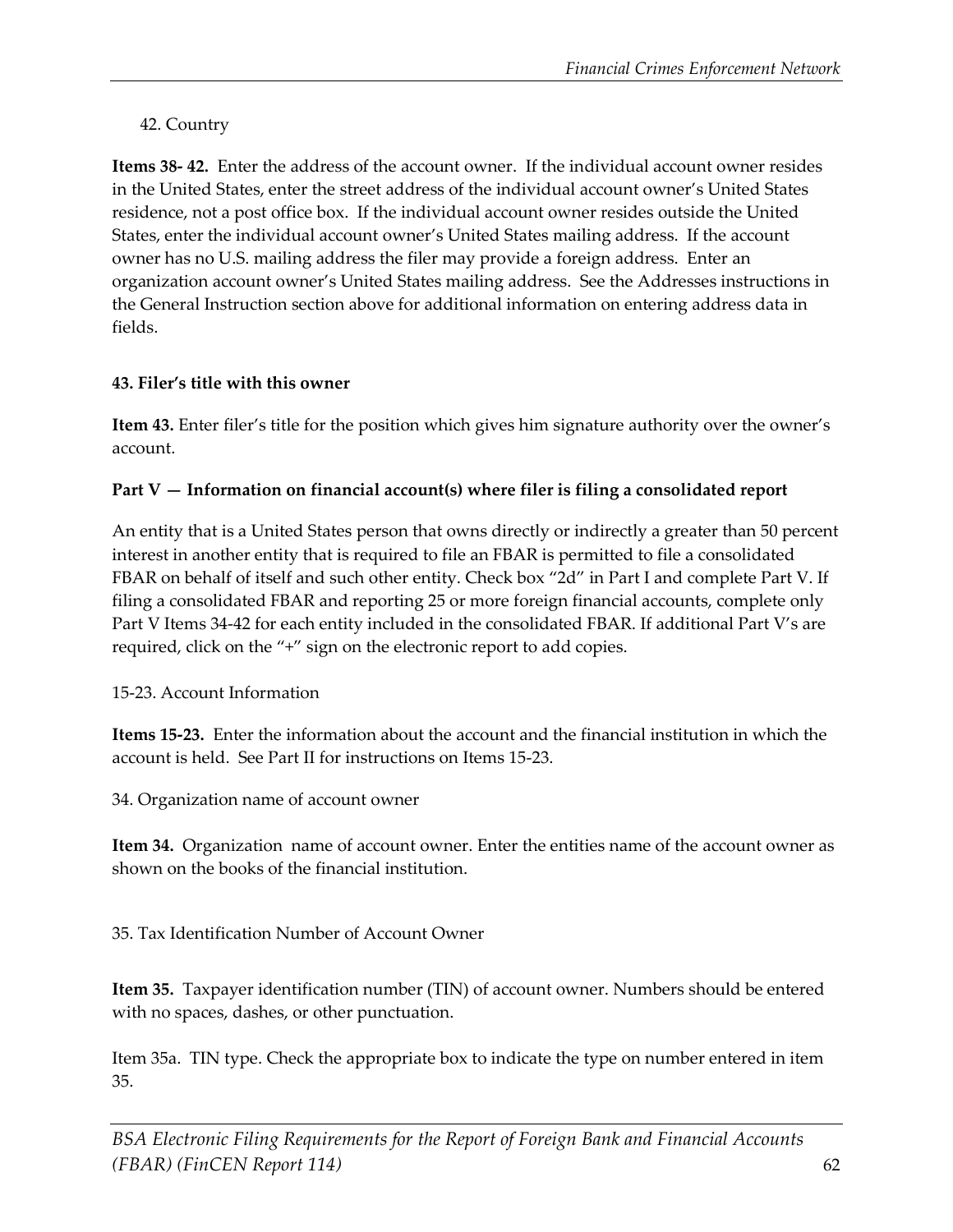42. Country

**Items 38- 42.** Enter the address of the account owner. If the individual account owner resides in the United States, enter the street address of the individual account owner's United States residence, not a post office box. If the individual account owner resides outside the United States, enter the individual account owner's United States mailing address. If the account owner has no U.S. mailing address the filer may provide a foreign address. Enter an organization account owner's United States mailing address. See the Addresses instructions in the General Instruction section above for additional information on entering address data in fields.

**43. Filer's title with this owner**

**Item 43.** Enter filer's title for the position which gives him signature authority over the owner's account.

**Part V — Information on financial account(s) where filer is filing a consolidated report**

An entity that is a United States person that owns directly or indirectly a greater than 50 percent interest in another entity that is required to file an FBAR is permitted to file a consolidated FBAR on behalf of itself and such other entity. Check box "2d" in Part I and complete Part V. If filing a consolidated FBAR and reporting 25 or more foreign financial accounts, complete only Part V Items 34-42 for each entity included in the consolidated FBAR. If additional Part V's are required, click on the "+" sign on the electronic report to add copies.

15-23. Account Information

**Items 15-23.** Enter the information about the account and the financial institution in which the account is held. See Part II for instructions on Items 15-23.

34. Organization name of account owner

**Item 34.** Organization name of account owner. Enter the entities name of the account owner as shown on the books of the financial institution.

35. Tax Identification Number of Account Owner

**Item 35.** Taxpayer identification number (TIN) of account owner. Numbers should be entered with no spaces, dashes, or other punctuation.

Item 35a. TIN type. Check the appropriate box to indicate the type on number entered in item 35.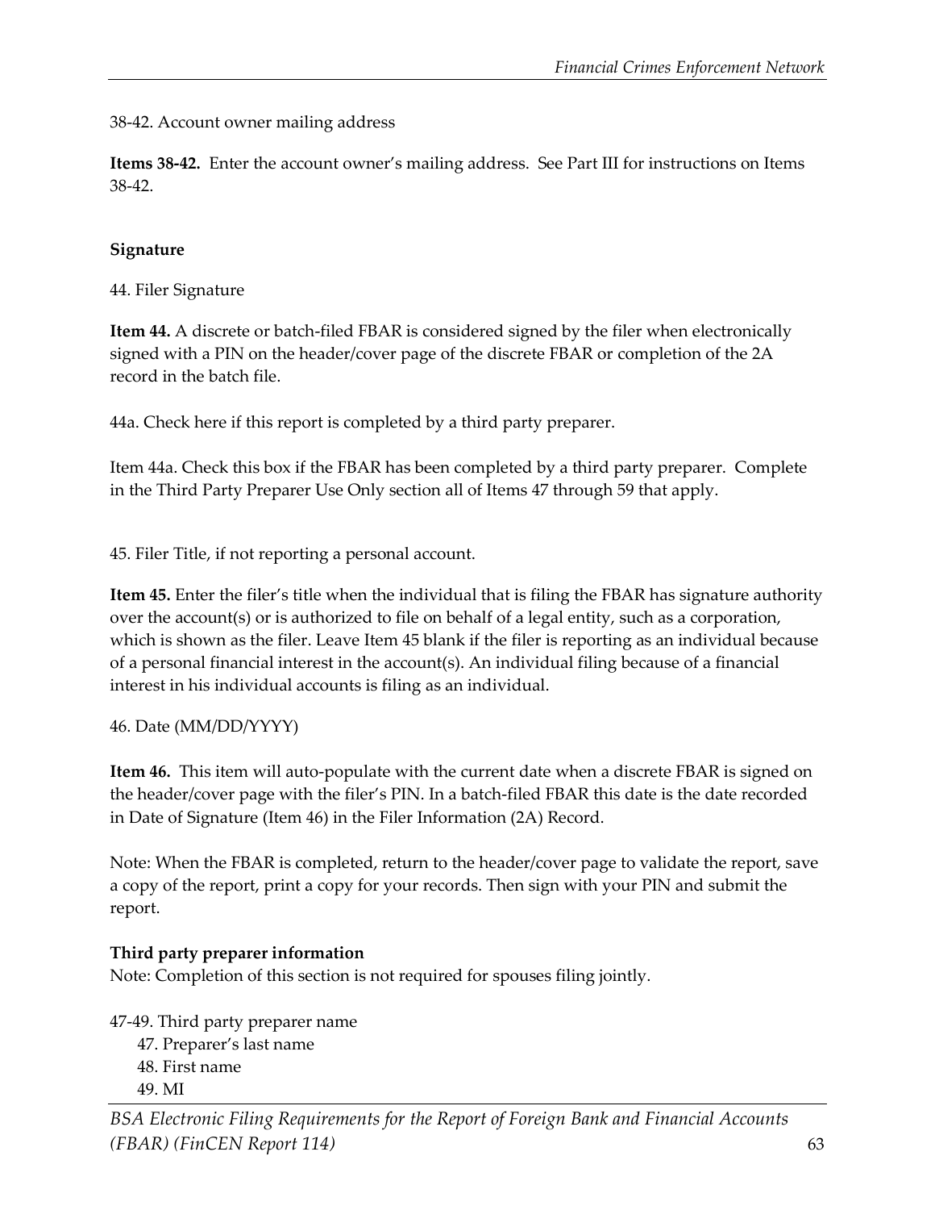38-42. Account owner mailing address

**Items 38-42.** Enter the account owner's mailing address. See Part III for instructions on Items 38-42.

**Signature**

44. Filer Signature

**Item 44.** A discrete or batch-filed FBAR is considered signed by the filer when electronically signed with a PIN on the header/cover page of the discrete FBAR or completion of the 2A record in the batch file.

44a. Check here if this report is completed by a third party preparer.

Item 44a. Check this box if the FBAR has been completed by a third party preparer. Complete in the Third Party Preparer Use Only section all of Items 47 through 59 that apply.

45. Filer Title, if not reporting a personal account.

**Item 45.** Enter the filer's title when the individual that is filing the FBAR has signature authority over the account(s) or is authorized to file on behalf of a legal entity, such as a corporation, which is shown as the filer. Leave Item 45 blank if the filer is reporting as an individual because of a personal financial interest in the account(s). An individual filing because of a financial interest in his individual accounts is filing as an individual.

46. Date (MM/DD/YYYY)

**Item 46.** This item will auto-populate with the current date when a discrete FBAR is signed on the header/cover page with the filer's PIN. In a batch-filed FBAR this date is the date recorded in Date of Signature (Item 46) in the Filer Information (2A) Record.

Note: When the FBAR is completed, return to the header/cover page to validate the report, save a copy of the report, print a copy for your records. Then sign with your PIN and submit the report.

**Third party preparer information**

Note: Completion of this section is not required for spouses filing jointly.

47-49. Third party preparer name
- 47. Preparer's last name
- 48. First name
- 49. MI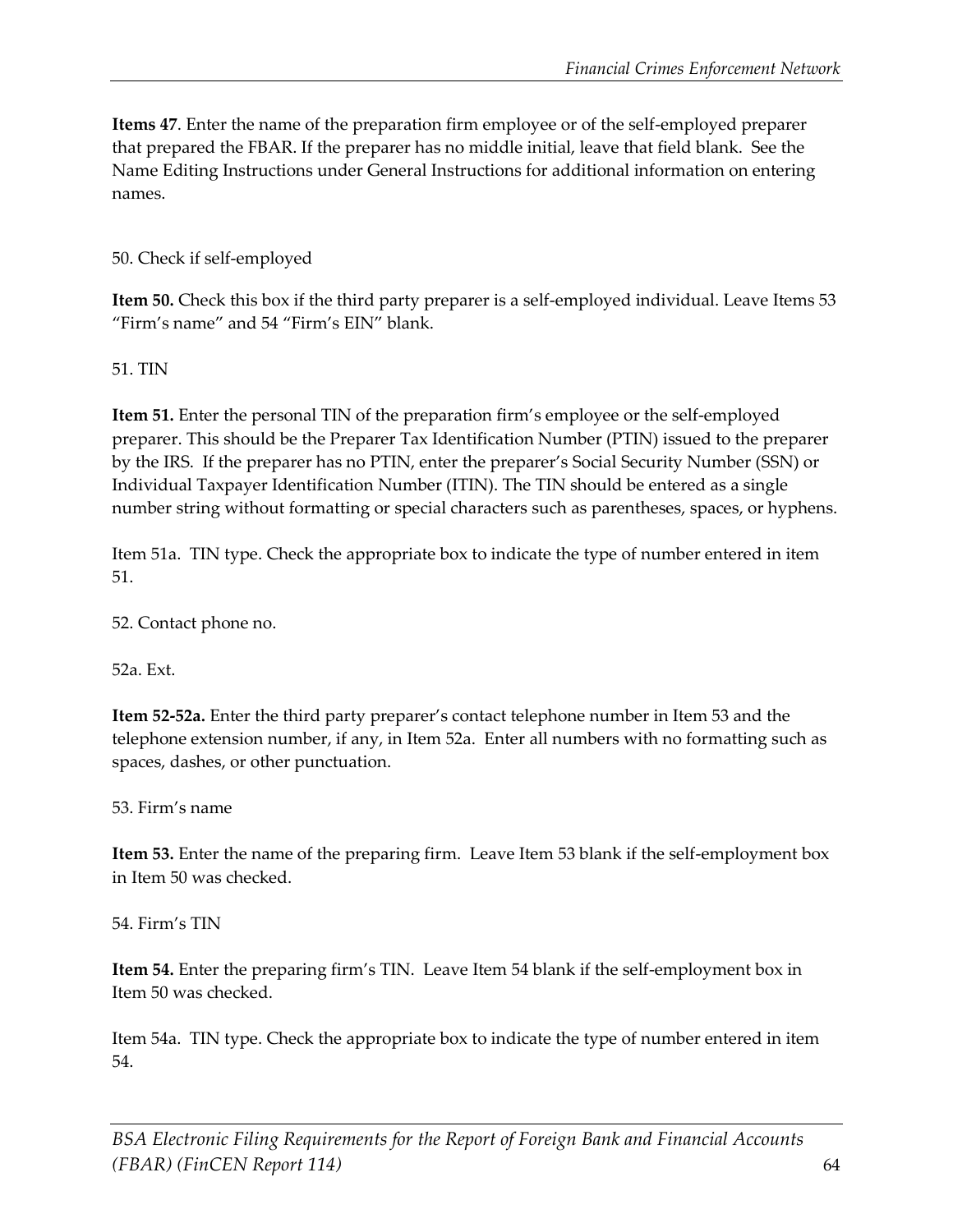**Items 47**. Enter the name of the preparation firm employee or of the self-employed preparer that prepared the FBAR. If the preparer has no middle initial, leave that field blank. See the Name Editing Instructions under General Instructions for additional information on entering names.

50. Check if self-employed

**Item 50.** Check this box if the third party preparer is a self-employed individual. Leave Items 53 "Firm's name" and 54 "Firm's EIN" blank.

51. TIN

**Item 51.** Enter the personal TIN of the preparation firm's employee or the self-employed preparer. This should be the Preparer Tax Identification Number (PTIN) issued to the preparer by the IRS. If the preparer has no PTIN, enter the preparer's Social Security Number (SSN) or Individual Taxpayer Identification Number (ITIN). The TIN should be entered as a single number string without formatting or special characters such as parentheses, spaces, or hyphens.

Item 51a. TIN type. Check the appropriate box to indicate the type of number entered in item 51.

52. Contact phone no.

52a. Ext.

**Item 52-52a.** Enter the third party preparer's contact telephone number in Item 53 and the telephone extension number, if any, in Item 52a. Enter all numbers with no formatting such as spaces, dashes, or other punctuation.

53. Firm's name

**Item 53.** Enter the name of the preparing firm. Leave Item 53 blank if the self-employment box in Item 50 was checked.

54. Firm's TIN

**Item 54.** Enter the preparing firm's TIN. Leave Item 54 blank if the self-employment box in Item 50 was checked.

Item 54a. TIN type. Check the appropriate box to indicate the type of number entered in item 54.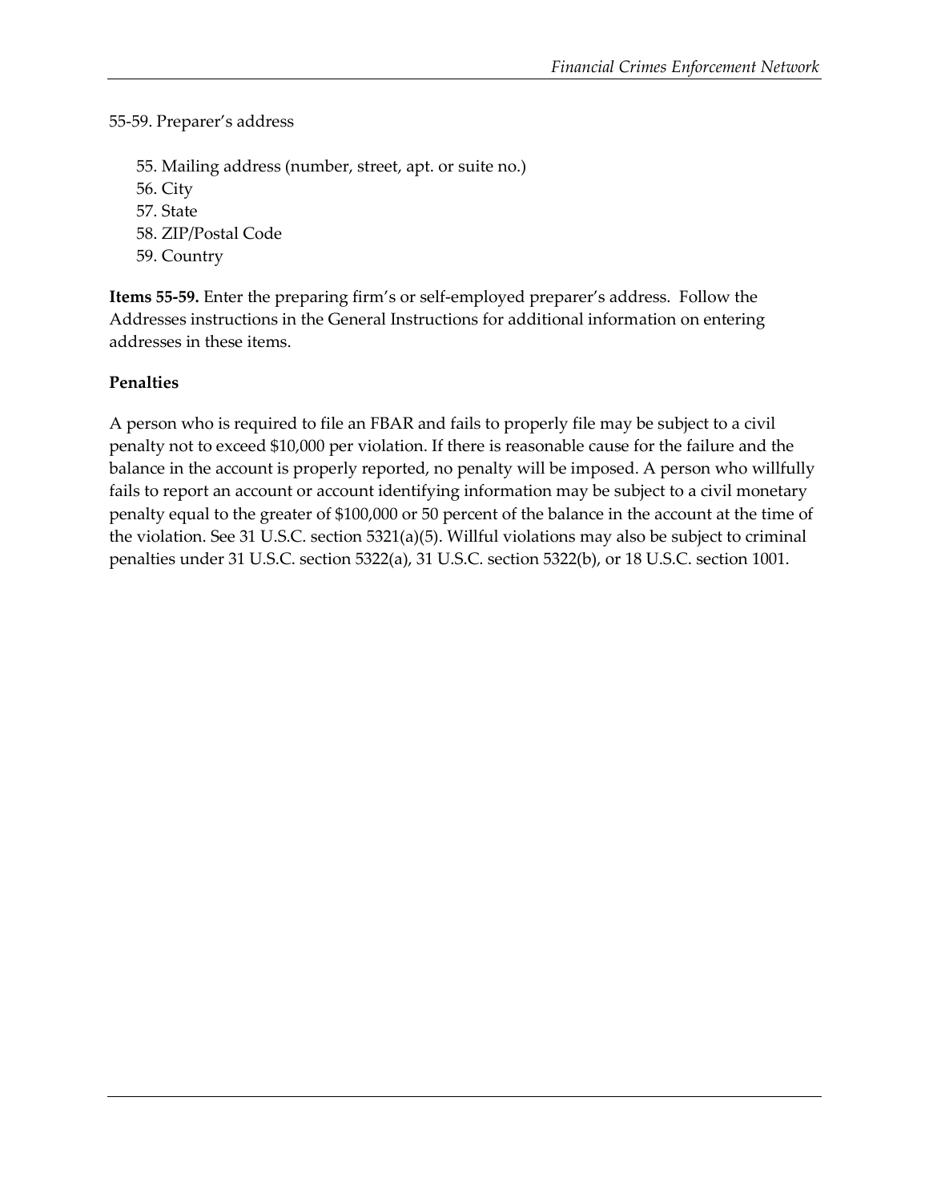55-59. Preparer's address

55. Mailing address (number, street, apt. or suite no.)
56. City
57. State
58. ZIP/Postal Code
59. Country

**Items 55-59.** Enter the preparing firm's or self-employed preparer's address. Follow the Addresses instructions in the General Instructions for additional information on entering addresses in these items.

**Penalties**

A person who is required to file an FBAR and fails to properly file may be subject to a civil penalty not to exceed $10,000 per violation. If there is reasonable cause for the failure and the balance in the account is properly reported, no penalty will be imposed. A person who willfully fails to report an account or account identifying information may be subject to a civil monetary penalty equal to the greater of $100,000 or 50 percent of the balance in the account at the time of the violation. See 31 U.S.C. section 5321(a)(5). Willful violations may also be subject to criminal penalties under 31 U.S.C. section 5322(a), 31 U.S.C. section 5322(b), or 18 U.S.C. section 1001.